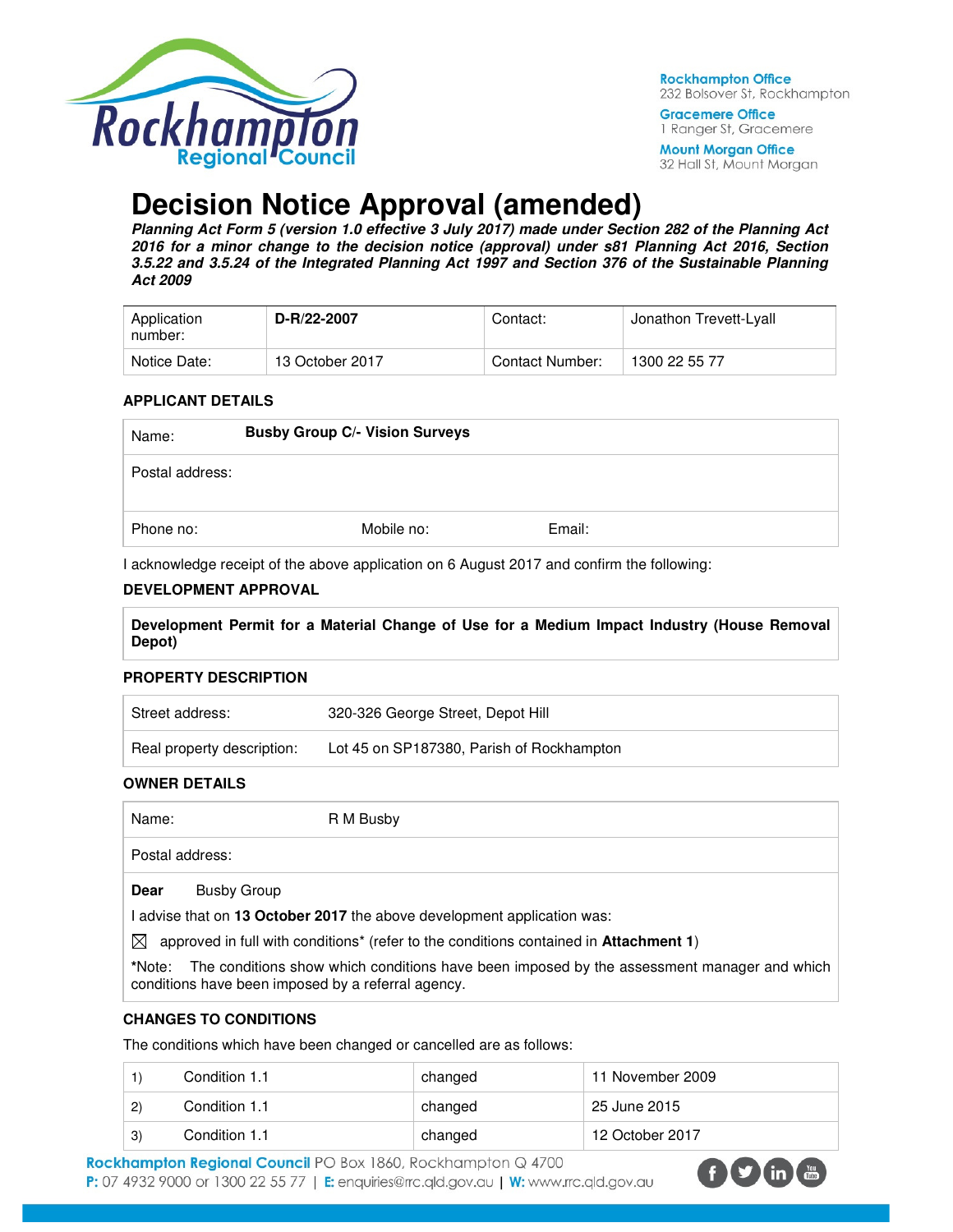Rockhampton Regional Council

**Rockhampton Office**
232 Bolsover St, Rockhampton

**Gracemere Office**
1 Ranger St, Gracemere

**Mount Morgan Office**
32 Hall St, Mount Morgan

# Decision Notice Approval (amended)

***Planning Act Form 5 (version 1.0 effective 3 July 2017) made under Section 282 of the Planning Act 2016 for a minor change to the decision notice (approval) under s81 Planning Act 2016, Section 3.5.22 and 3.5.24 of the Integrated Planning Act 1997 and Section 376 of the Sustainable Planning Act 2009***

| Application number: | **D-R/22-2007** | Contact: | Jonathon Trevett-Lyall |
|---|---|---|---|
| Notice Date: | 13 October 2017 | Contact Number: | 1300 22 55 77 |

### APPLICANT DETAILS

| Name: | **Busby Group C/- Vision Surveys** | |
|---|---|---|
| Postal address: | | |
| Phone no: | Mobile no: | Email: |

I acknowledge receipt of the above application on 6 August 2017 and confirm the following:

### DEVELOPMENT APPROVAL

**Development Permit for a Material Change of Use for a Medium Impact Industry (House Removal Depot)**

### PROPERTY DESCRIPTION

| Street address: | 320-326 George Street, Depot Hill |
|---|---|
| Real property description: | Lot 45 on SP187380, Parish of Rockhampton |

### OWNER DETAILS

| Name: | R M Busby |
|---|---|
| Postal address: | |

**Dear** Busby Group

I advise that on **13 October 2017** the above development application was:

☒ approved in full with conditions* (refer to the conditions contained in **Attachment 1**)

*Note: The conditions show which conditions have been imposed by the assessment manager and which conditions have been imposed by a referral agency.

### CHANGES TO CONDITIONS

The conditions which have been changed or cancelled are as follows:

| | | | |
|---|---|---|---|
| 1) | Condition 1.1 | changed | 11 November 2009 |
| 2) | Condition 1.1 | changed | 25 June 2015 |
| 3) | Condition 1.1 | changed | 12 October 2017 |

**Rockhampton Regional Council** PO Box 1860, Rockhampton Q 4700
**P:** 07 4932 9000 or 1300 22 55 77 | **E:** enquiries@rrc.qld.gov.au | **W:** www.rrc.qld.gov.au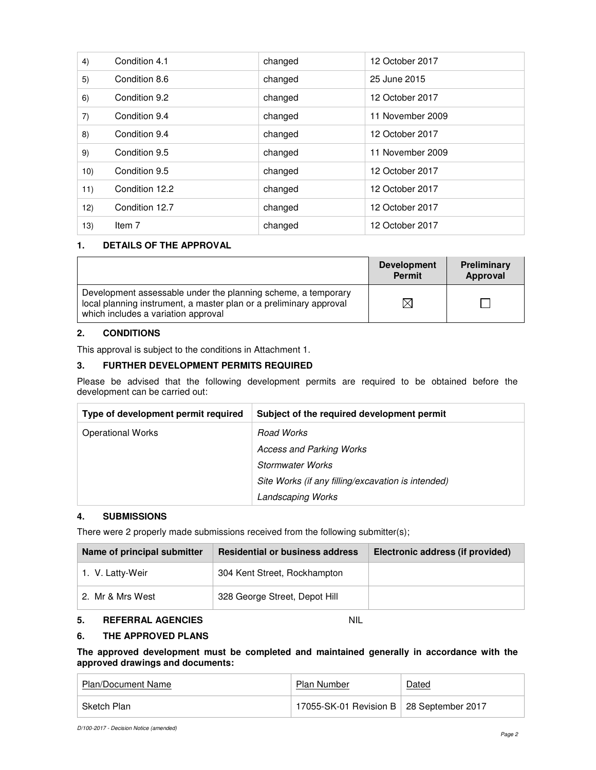| | | | |
|---|---|---|---|
| 4) | Condition 4.1 | changed | 12 October 2017 |
| 5) | Condition 8.6 | changed | 25 June 2015 |
| 6) | Condition 9.2 | changed | 12 October 2017 |
| 7) | Condition 9.4 | changed | 11 November 2009 |
| 8) | Condition 9.4 | changed | 12 October 2017 |
| 9) | Condition 9.5 | changed | 11 November 2009 |
| 10) | Condition 9.5 | changed | 12 October 2017 |
| 11) | Condition 12.2 | changed | 12 October 2017 |
| 12) | Condition 12.7 | changed | 12 October 2017 |
| 13) | Item 7 | changed | 12 October 2017 |

## 1. DETAILS OF THE APPROVAL

| | Development Permit | Preliminary Approval |
|---|---|---|
| Development assessable under the planning scheme, a temporary local planning instrument, a master plan or a preliminary approval which includes a variation approval | ☒ | ☐ |

## 2. CONDITIONS

This approval is subject to the conditions in Attachment 1.

## 3. FURTHER DEVELOPMENT PERMITS REQUIRED

Please be advised that the following development permits are required to be obtained before the development can be carried out:

| Type of development permit required | Subject of the required development permit |
|---|---|
| Operational Works | *Road Works* |
| | *Access and Parking Works* |
| | *Stormwater Works* |
| | *Site Works (if any filling/excavation is intended)* |
| | *Landscaping Works* |

## 4. SUBMISSIONS

There were 2 properly made submissions received from the following submitter(s);

| Name of principal submitter | Residential or business address | Electronic address (if provided) |
|---|---|---|
| 1. V. Latty-Weir | 304 Kent Street, Rockhampton | |
| 2. Mr & Mrs West | 328 George Street, Depot Hill | |

## 5. REFERRAL AGENCIES NIL

## 6. THE APPROVED PLANS

**The approved development must be completed and maintained generally in accordance with the approved drawings and documents:**

| Plan/Document Name | Plan Number | Dated |
|---|---|---|
| Sketch Plan | 17055-SK-01 Revision B | 28 September 2017 |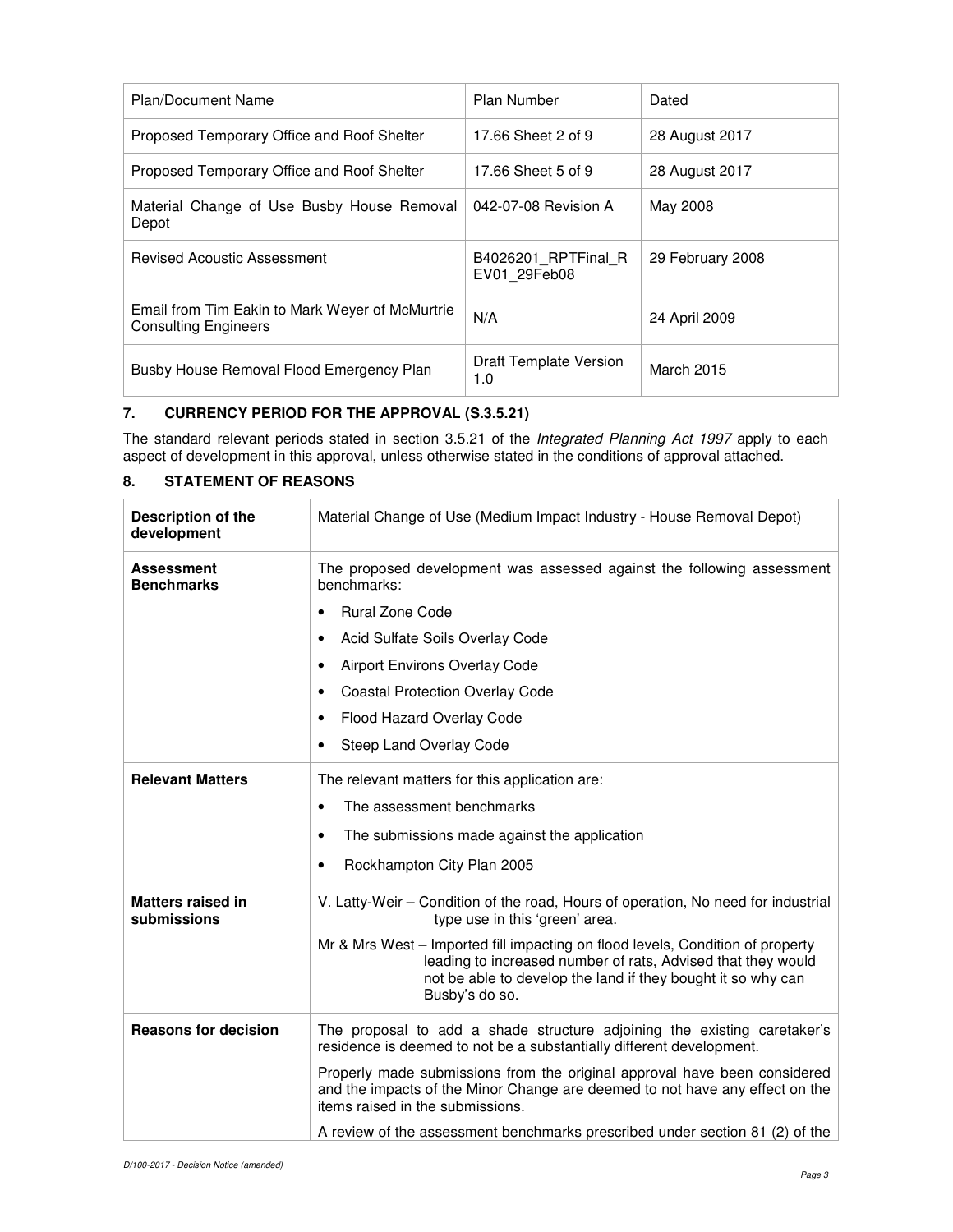| Plan/Document Name | Plan Number | Dated |
|---|---|---|
| Proposed Temporary Office and Roof Shelter | 17.66 Sheet 2 of 9 | 28 August 2017 |
| Proposed Temporary Office and Roof Shelter | 17.66 Sheet 5 of 9 | 28 August 2017 |
| Material Change of Use Busby House Removal Depot | 042-07-08 Revision A | May 2008 |
| Revised Acoustic Assessment | B4026201_RPTFinal_REV01_29Feb08 | 29 February 2008 |
| Email from Tim Eakin to Mark Weyer of McMurtrie Consulting Engineers | N/A | 24 April 2009 |
| Busby House Removal Flood Emergency Plan | Draft Template Version 1.0 | March 2015 |

## 7. CURRENCY PERIOD FOR THE APPROVAL (S.3.5.21)

The standard relevant periods stated in section 3.5.21 of the *Integrated Planning Act 1997* apply to each aspect of development in this approval, unless otherwise stated in the conditions of approval attached.

## 8. STATEMENT OF REASONS

| | |
|---|---|
| **Description of the development** | Material Change of Use (Medium Impact Industry - House Removal Depot) |
| **Assessment Benchmarks** | The proposed development was assessed against the following assessment benchmarks:<br>• Rural Zone Code<br>• Acid Sulfate Soils Overlay Code<br>• Airport Environs Overlay Code<br>• Coastal Protection Overlay Code<br>• Flood Hazard Overlay Code<br>• Steep Land Overlay Code |
| **Relevant Matters** | The relevant matters for this application are:<br>• The assessment benchmarks<br>• The submissions made against the application<br>• Rockhampton City Plan 2005 |
| **Matters raised in submissions** | V. Latty-Weir – Condition of the road, Hours of operation, No need for industrial type use in this 'green' area.<br>Mr & Mrs West – Imported fill impacting on flood levels, Condition of property leading to increased number of rats, Advised that they would not be able to develop the land if they bought it so why can Busby's do so. |
| **Reasons for decision** | The proposal to add a shade structure adjoining the existing caretaker's residence is deemed to not be a substantially different development.<br>Properly made submissions from the original approval have been considered and the impacts of the Minor Change are deemed to not have any effect on the items raised in the submissions.<br>A review of the assessment benchmarks prescribed under section 81 (2) of the |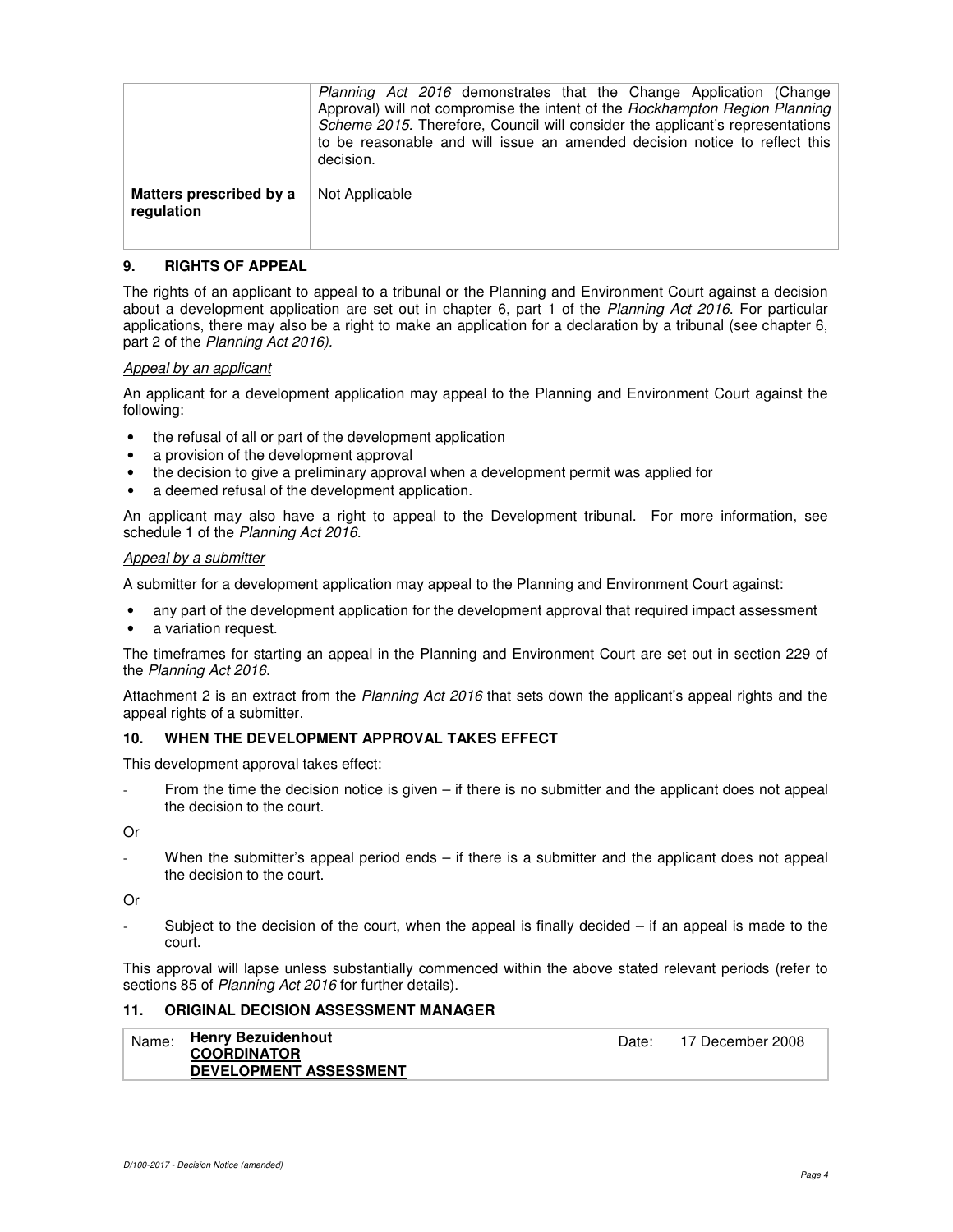| | |
|---|---|
| | *Planning Act 2016* demonstrates that the Change Application (Change Approval) will not compromise the intent of the *Rockhampton Region Planning Scheme 2015.* Therefore, Council will consider the applicant's representations to be reasonable and will issue an amended decision notice to reflect this decision. |
| **Matters prescribed by a regulation** | Not Applicable |

## 9. RIGHTS OF APPEAL

The rights of an applicant to appeal to a tribunal or the Planning and Environment Court against a decision about a development application are set out in chapter 6, part 1 of the *Planning Act 2016*. For particular applications, there may also be a right to make an application for a declaration by a tribunal (see chapter 6, part 2 of the *Planning Act 2016)*.

*Appeal by an applicant*

An applicant for a development application may appeal to the Planning and Environment Court against the following:

- the refusal of all or part of the development application
- a provision of the development approval
- the decision to give a preliminary approval when a development permit was applied for
- a deemed refusal of the development application.

An applicant may also have a right to appeal to the Development tribunal. For more information, see schedule 1 of the *Planning Act 2016*.

*Appeal by a submitter*

A submitter for a development application may appeal to the Planning and Environment Court against:

- any part of the development application for the development approval that required impact assessment
- a variation request.

The timeframes for starting an appeal in the Planning and Environment Court are set out in section 229 of the *Planning Act 2016*.

Attachment 2 is an extract from the *Planning Act 2016* that sets down the applicant's appeal rights and the appeal rights of a submitter.

## 10. WHEN THE DEVELOPMENT APPROVAL TAKES EFFECT

This development approval takes effect:

- From the time the decision notice is given – if there is no submitter and the applicant does not appeal the decision to the court.

Or

- When the submitter's appeal period ends – if there is a submitter and the applicant does not appeal the decision to the court.

Or

- Subject to the decision of the court, when the appeal is finally decided – if an appeal is made to the court.

This approval will lapse unless substantially commenced within the above stated relevant periods (refer to sections 85 of *Planning Act 2016* for further details).

## 11. ORIGINAL DECISION ASSESSMENT MANAGER

| | | | |
|---|---|---|---|
| Name: | **Henry Bezuidenhout**<br>**COORDINATOR**<br>**DEVELOPMENT ASSESSMENT** | Date: | 17 December 2008 |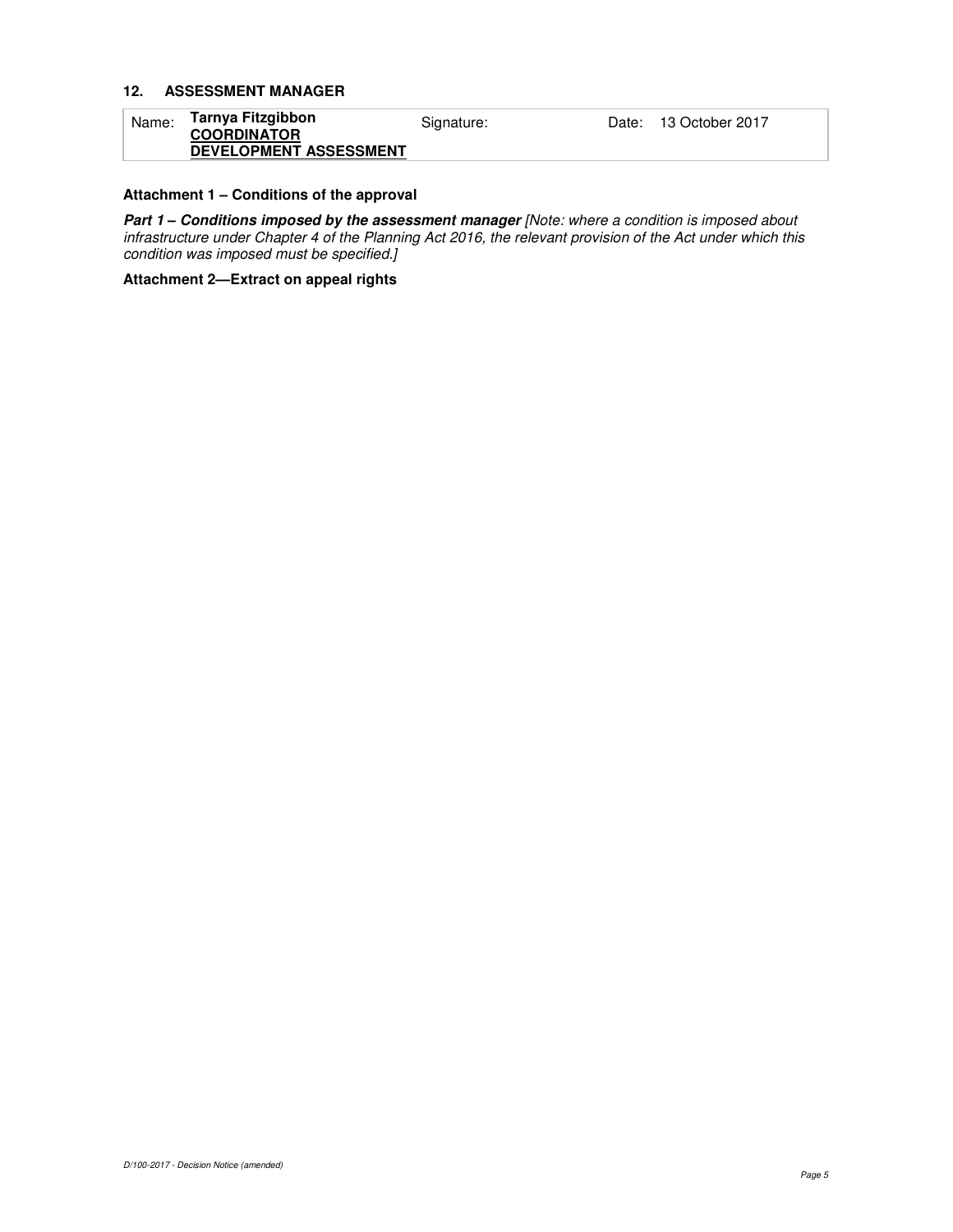## 12. ASSESSMENT MANAGER

| Name: | **Tarnya Fitzgibbon** **COORDINATOR** **DEVELOPMENT ASSESSMENT** | Signature: | Date: 13 October 2017 |
|---|---|---|---|

**Attachment 1 – Conditions of the approval**

***Part 1 – Conditions imposed by the assessment manager*** *[Note: where a condition is imposed about infrastructure under Chapter 4 of the Planning Act 2016, the relevant provision of the Act under which this condition was imposed must be specified.]*

**Attachment 2—Extract on appeal rights**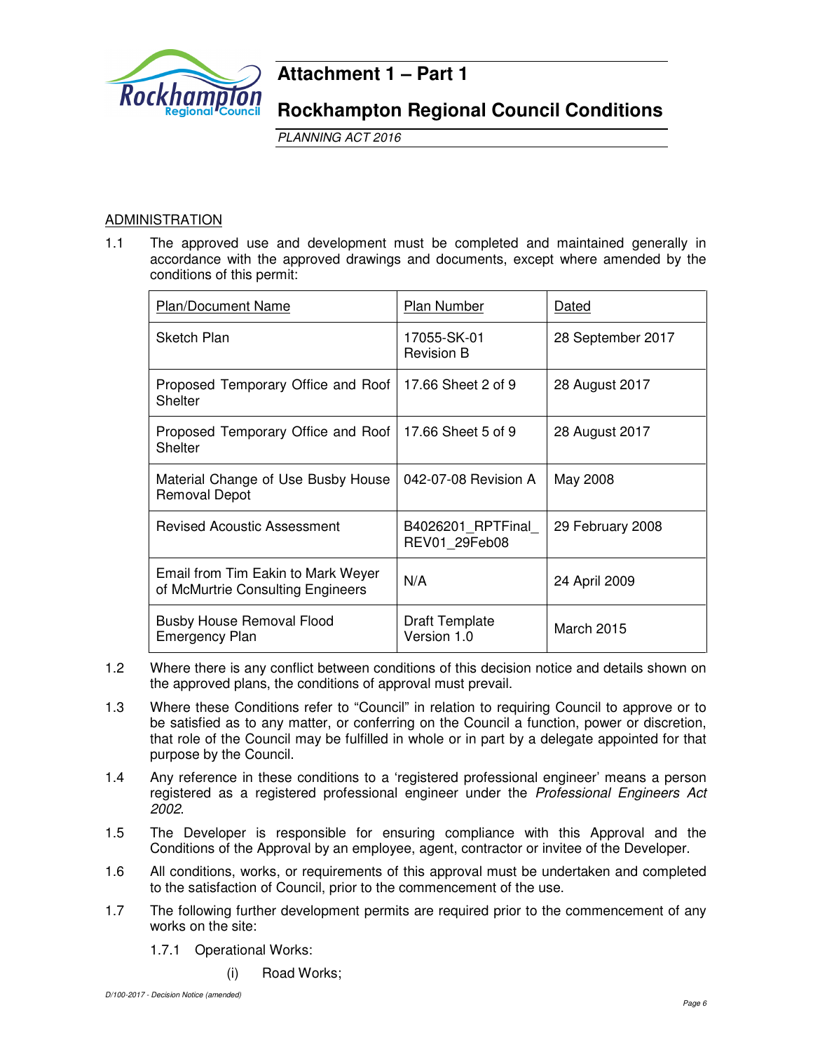# Attachment 1 – Part 1

# Rockhampton Regional Council Conditions

*PLANNING ACT 2016*

ADMINISTRATION

1.1 The approved use and development must be completed and maintained generally in accordance with the approved drawings and documents, except where amended by the conditions of this permit:

| Plan/Document Name | Plan Number | Dated |
|---|---|---|
| Sketch Plan | 17055-SK-01 Revision B | 28 September 2017 |
| Proposed Temporary Office and Roof Shelter | 17.66 Sheet 2 of 9 | 28 August 2017 |
| Proposed Temporary Office and Roof Shelter | 17.66 Sheet 5 of 9 | 28 August 2017 |
| Material Change of Use Busby House Removal Depot | 042-07-08 Revision A | May 2008 |
| Revised Acoustic Assessment | B4026201_RPTFinal_REV01_29Feb08 | 29 February 2008 |
| Email from Tim Eakin to Mark Weyer of McMurtrie Consulting Engineers | N/A | 24 April 2009 |
| Busby House Removal Flood Emergency Plan | Draft Template Version 1.0 | March 2015 |

1.2 Where there is any conflict between conditions of this decision notice and details shown on the approved plans, the conditions of approval must prevail.

1.3 Where these Conditions refer to "Council" in relation to requiring Council to approve or to be satisfied as to any matter, or conferring on the Council a function, power or discretion, that role of the Council may be fulfilled in whole or in part by a delegate appointed for that purpose by the Council.

1.4 Any reference in these conditions to a 'registered professional engineer' means a person registered as a registered professional engineer under the *Professional Engineers Act 2002*.

1.5 The Developer is responsible for ensuring compliance with this Approval and the Conditions of the Approval by an employee, agent, contractor or invitee of the Developer.

1.6 All conditions, works, or requirements of this approval must be undertaken and completed to the satisfaction of Council, prior to the commencement of the use.

1.7 The following further development permits are required prior to the commencement of any works on the site:

1.7.1 Operational Works:

(i) Road Works;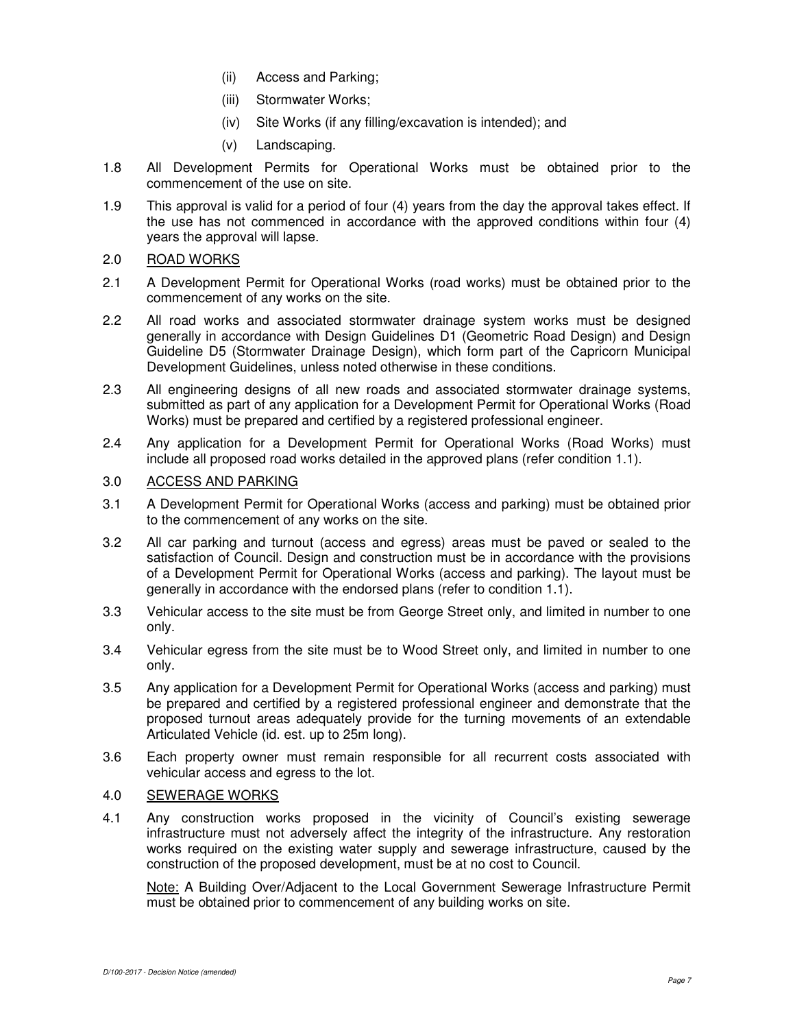(ii) Access and Parking;

(iii) Stormwater Works;

(iv) Site Works (if any filling/excavation is intended); and

(v) Landscaping.

1.8 All Development Permits for Operational Works must be obtained prior to the commencement of the use on site.

1.9 This approval is valid for a period of four (4) years from the day the approval takes effect. If the use has not commenced in accordance with the approved conditions within four (4) years the approval will lapse.

2.0 ROAD WORKS

2.1 A Development Permit for Operational Works (road works) must be obtained prior to the commencement of any works on the site.

2.2 All road works and associated stormwater drainage system works must be designed generally in accordance with Design Guidelines D1 (Geometric Road Design) and Design Guideline D5 (Stormwater Drainage Design), which form part of the Capricorn Municipal Development Guidelines, unless noted otherwise in these conditions.

2.3 All engineering designs of all new roads and associated stormwater drainage systems, submitted as part of any application for a Development Permit for Operational Works (Road Works) must be prepared and certified by a registered professional engineer.

2.4 Any application for a Development Permit for Operational Works (Road Works) must include all proposed road works detailed in the approved plans (refer condition 1.1).

3.0 ACCESS AND PARKING

3.1 A Development Permit for Operational Works (access and parking) must be obtained prior to the commencement of any works on the site.

3.2 All car parking and turnout (access and egress) areas must be paved or sealed to the satisfaction of Council. Design and construction must be in accordance with the provisions of a Development Permit for Operational Works (access and parking). The layout must be generally in accordance with the endorsed plans (refer to condition 1.1).

3.3 Vehicular access to the site must be from George Street only, and limited in number to one only.

3.4 Vehicular egress from the site must be to Wood Street only, and limited in number to one only.

3.5 Any application for a Development Permit for Operational Works (access and parking) must be prepared and certified by a registered professional engineer and demonstrate that the proposed turnout areas adequately provide for the turning movements of an extendable Articulated Vehicle (id. est. up to 25m long).

3.6 Each property owner must remain responsible for all recurrent costs associated with vehicular access and egress to the lot.

4.0 SEWERAGE WORKS

4.1 Any construction works proposed in the vicinity of Council's existing sewerage infrastructure must not adversely affect the integrity of the infrastructure. Any restoration works required on the existing water supply and sewerage infrastructure, caused by the construction of the proposed development, must be at no cost to Council.

Note: A Building Over/Adjacent to the Local Government Sewerage Infrastructure Permit must be obtained prior to commencement of any building works on site.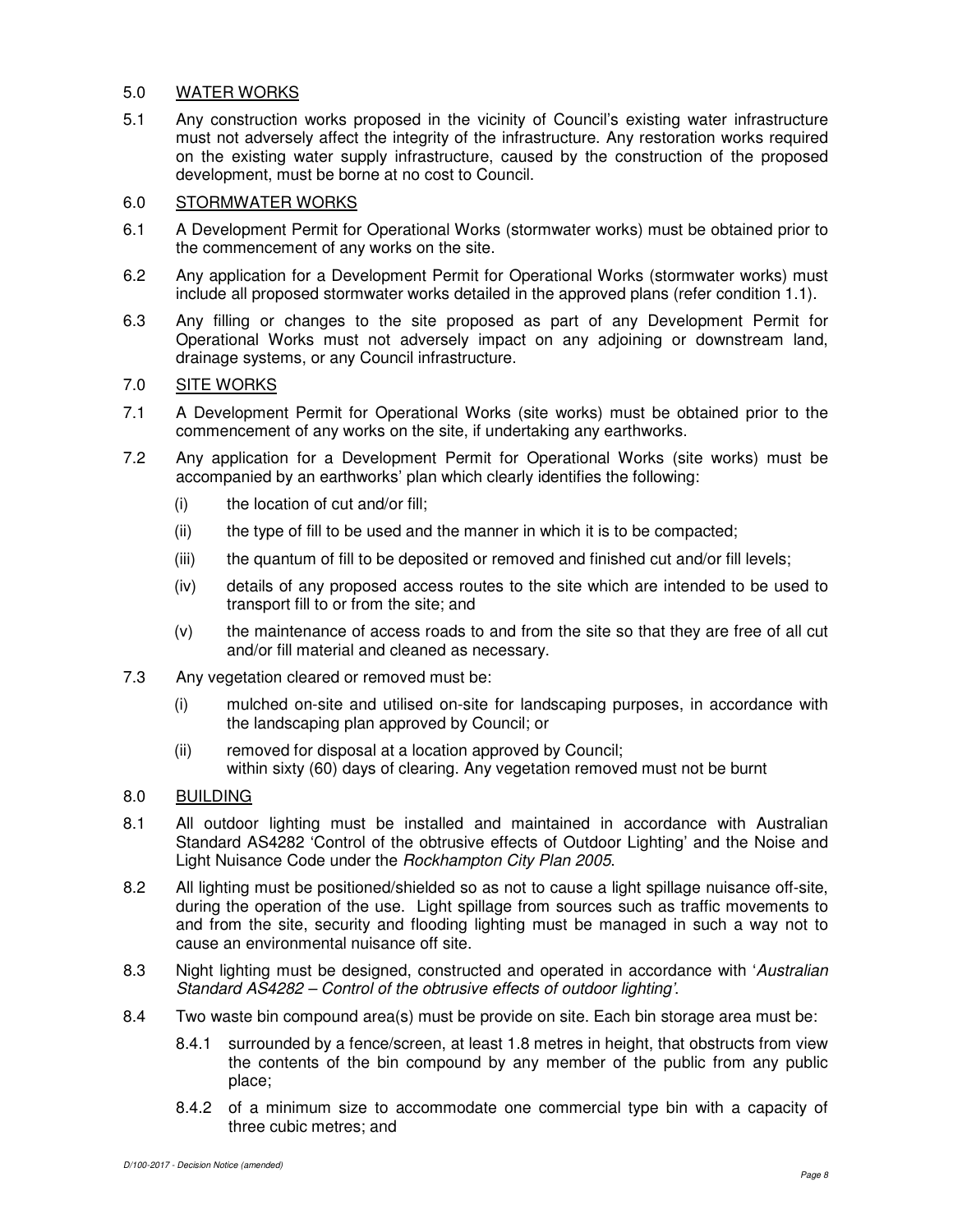## 5.0 WATER WORKS

5.1 Any construction works proposed in the vicinity of Council's existing water infrastructure must not adversely affect the integrity of the infrastructure. Any restoration works required on the existing water supply infrastructure, caused by the construction of the proposed development, must be borne at no cost to Council.

## 6.0 STORMWATER WORKS

6.1 A Development Permit for Operational Works (stormwater works) must be obtained prior to the commencement of any works on the site.

6.2 Any application for a Development Permit for Operational Works (stormwater works) must include all proposed stormwater works detailed in the approved plans (refer condition 1.1).

6.3 Any filling or changes to the site proposed as part of any Development Permit for Operational Works must not adversely impact on any adjoining or downstream land, drainage systems, or any Council infrastructure.

## 7.0 SITE WORKS

7.1 A Development Permit for Operational Works (site works) must be obtained prior to the commencement of any works on the site, if undertaking any earthworks.

7.2 Any application for a Development Permit for Operational Works (site works) must be accompanied by an earthworks' plan which clearly identifies the following:

- (i) the location of cut and/or fill;
- (ii) the type of fill to be used and the manner in which it is to be compacted;
- (iii) the quantum of fill to be deposited or removed and finished cut and/or fill levels;
- (iv) details of any proposed access routes to the site which are intended to be used to transport fill to or from the site; and
- (v) the maintenance of access roads to and from the site so that they are free of all cut and/or fill material and cleaned as necessary.

7.3 Any vegetation cleared or removed must be:

- (i) mulched on-site and utilised on-site for landscaping purposes, in accordance with the landscaping plan approved by Council; or
- (ii) removed for disposal at a location approved by Council;

within sixty (60) days of clearing. Any vegetation removed must not be burnt

## 8.0 BUILDING

8.1 All outdoor lighting must be installed and maintained in accordance with Australian Standard AS4282 'Control of the obtrusive effects of Outdoor Lighting' and the Noise and Light Nuisance Code under the *Rockhampton City Plan 2005*.

8.2 All lighting must be positioned/shielded so as not to cause a light spillage nuisance off-site, during the operation of the use. Light spillage from sources such as traffic movements to and from the site, security and flooding lighting must be managed in such a way not to cause an environmental nuisance off site.

8.3 Night lighting must be designed, constructed and operated in accordance with '*Australian Standard AS4282 – Control of the obtrusive effects of outdoor lighting*'.

8.4 Two waste bin compound area(s) must be provide on site. Each bin storage area must be:

- 8.4.1 surrounded by a fence/screen, at least 1.8 metres in height, that obstructs from view the contents of the bin compound by any member of the public from any public place;
- 8.4.2 of a minimum size to accommodate one commercial type bin with a capacity of three cubic metres; and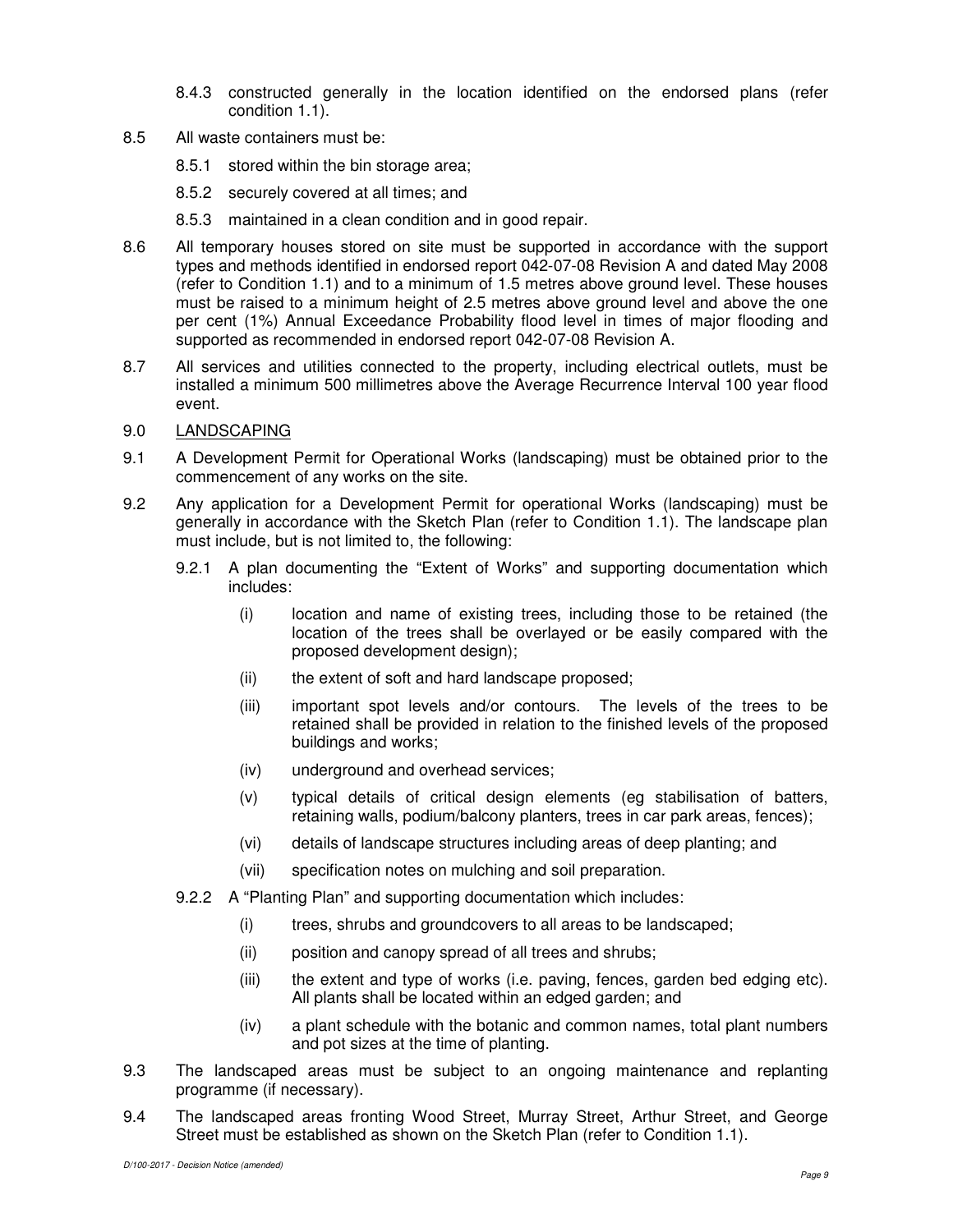8.4.3 constructed generally in the location identified on the endorsed plans (refer condition 1.1).

8.5 All waste containers must be:

8.5.1 stored within the bin storage area;

8.5.2 securely covered at all times; and

8.5.3 maintained in a clean condition and in good repair.

8.6 All temporary houses stored on site must be supported in accordance with the support types and methods identified in endorsed report 042-07-08 Revision A and dated May 2008 (refer to Condition 1.1) and to a minimum of 1.5 metres above ground level. These houses must be raised to a minimum height of 2.5 metres above ground level and above the one per cent (1%) Annual Exceedance Probability flood level in times of major flooding and supported as recommended in endorsed report 042-07-08 Revision A.

8.7 All services and utilities connected to the property, including electrical outlets, must be installed a minimum 500 millimetres above the Average Recurrence Interval 100 year flood event.

9.0 <u>LANDSCAPING</u>

9.1 A Development Permit for Operational Works (landscaping) must be obtained prior to the commencement of any works on the site.

9.2 Any application for a Development Permit for operational Works (landscaping) must be generally in accordance with the Sketch Plan (refer to Condition 1.1). The landscape plan must include, but is not limited to, the following:

9.2.1 A plan documenting the "Extent of Works" and supporting documentation which includes:

(i) location and name of existing trees, including those to be retained (the location of the trees shall be overlayed or be easily compared with the proposed development design);

(ii) the extent of soft and hard landscape proposed;

(iii) important spot levels and/or contours. The levels of the trees to be retained shall be provided in relation to the finished levels of the proposed buildings and works;

(iv) underground and overhead services;

(v) typical details of critical design elements (eg stabilisation of batters, retaining walls, podium/balcony planters, trees in car park areas, fences);

(vi) details of landscape structures including areas of deep planting; and

(vii) specification notes on mulching and soil preparation.

9.2.2 A "Planting Plan" and supporting documentation which includes:

(i) trees, shrubs and groundcovers to all areas to be landscaped;

(ii) position and canopy spread of all trees and shrubs;

(iii) the extent and type of works (i.e. paving, fences, garden bed edging etc). All plants shall be located within an edged garden; and

(iv) a plant schedule with the botanic and common names, total plant numbers and pot sizes at the time of planting.

9.3 The landscaped areas must be subject to an ongoing maintenance and replanting programme (if necessary).

9.4 The landscaped areas fronting Wood Street, Murray Street, Arthur Street, and George Street must be established as shown on the Sketch Plan (refer to Condition 1.1).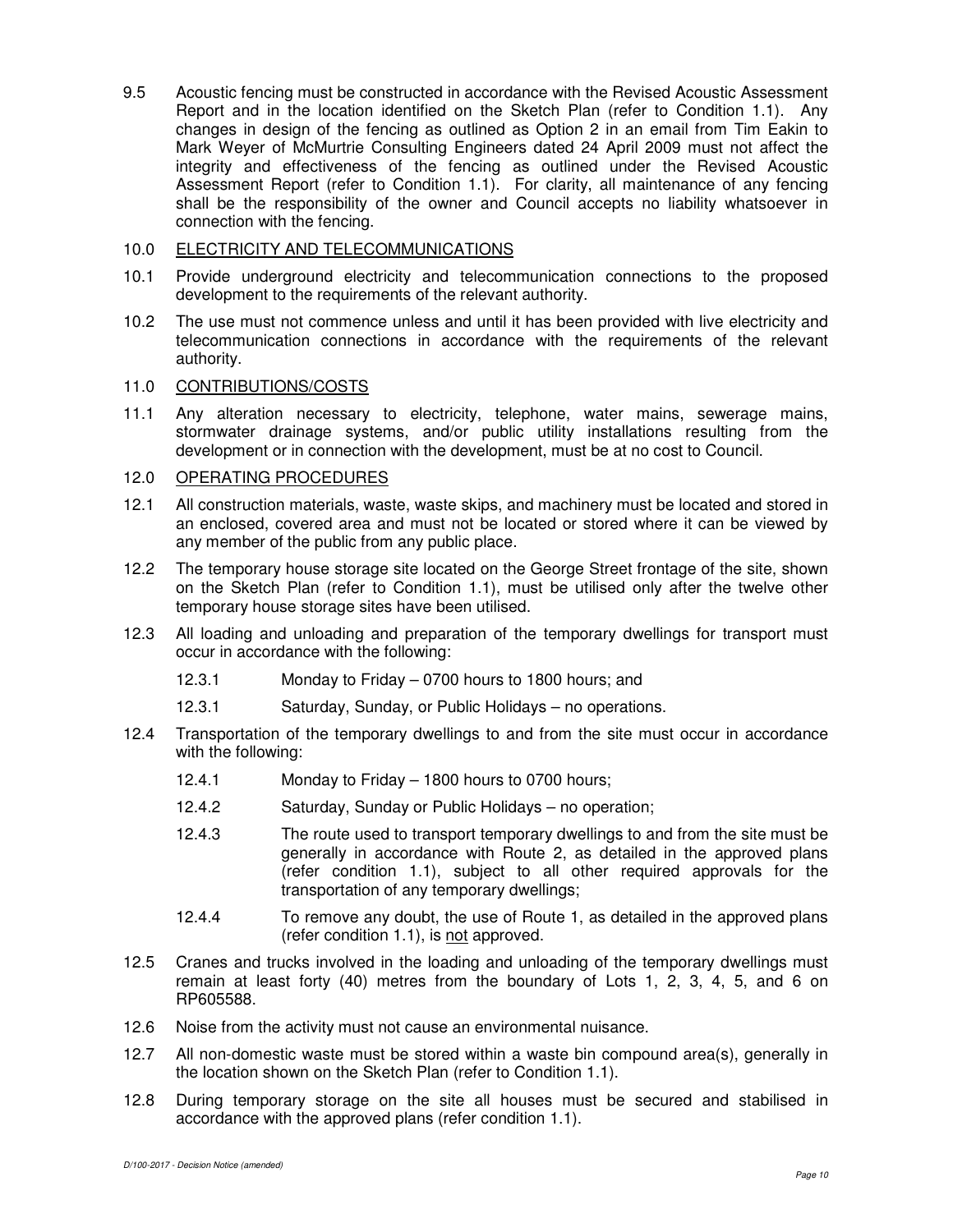9.5 Acoustic fencing must be constructed in accordance with the Revised Acoustic Assessment Report and in the location identified on the Sketch Plan (refer to Condition 1.1). Any changes in design of the fencing as outlined as Option 2 in an email from Tim Eakin to Mark Weyer of McMurtrie Consulting Engineers dated 24 April 2009 must not affect the integrity and effectiveness of the fencing as outlined under the Revised Acoustic Assessment Report (refer to Condition 1.1). For clarity, all maintenance of any fencing shall be the responsibility of the owner and Council accepts no liability whatsoever in connection with the fencing.

10.0 ELECTRICITY AND TELECOMMUNICATIONS

10.1 Provide underground electricity and telecommunication connections to the proposed development to the requirements of the relevant authority.

10.2 The use must not commence unless and until it has been provided with live electricity and telecommunication connections in accordance with the requirements of the relevant authority.

11.0 CONTRIBUTIONS/COSTS

11.1 Any alteration necessary to electricity, telephone, water mains, sewerage mains, stormwater drainage systems, and/or public utility installations resulting from the development or in connection with the development, must be at no cost to Council.

12.0 OPERATING PROCEDURES

12.1 All construction materials, waste, waste skips, and machinery must be located and stored in an enclosed, covered area and must not be located or stored where it can be viewed by any member of the public from any public place.

12.2 The temporary house storage site located on the George Street frontage of the site, shown on the Sketch Plan (refer to Condition 1.1), must be utilised only after the twelve other temporary house storage sites have been utilised.

12.3 All loading and unloading and preparation of the temporary dwellings for transport must occur in accordance with the following:

12.3.1 Monday to Friday – 0700 hours to 1800 hours; and

12.3.1 Saturday, Sunday, or Public Holidays – no operations.

12.4 Transportation of the temporary dwellings to and from the site must occur in accordance with the following:

12.4.1 Monday to Friday – 1800 hours to 0700 hours;

12.4.2 Saturday, Sunday or Public Holidays – no operation;

12.4.3 The route used to transport temporary dwellings to and from the site must be generally in accordance with Route 2, as detailed in the approved plans (refer condition 1.1), subject to all other required approvals for the transportation of any temporary dwellings;

12.4.4 To remove any doubt, the use of Route 1, as detailed in the approved plans (refer condition 1.1), is not approved.

12.5 Cranes and trucks involved in the loading and unloading of the temporary dwellings must remain at least forty (40) metres from the boundary of Lots 1, 2, 3, 4, 5, and 6 on RP605588.

12.6 Noise from the activity must not cause an environmental nuisance.

12.7 All non-domestic waste must be stored within a waste bin compound area(s), generally in the location shown on the Sketch Plan (refer to Condition 1.1).

12.8 During temporary storage on the site all houses must be secured and stabilised in accordance with the approved plans (refer condition 1.1).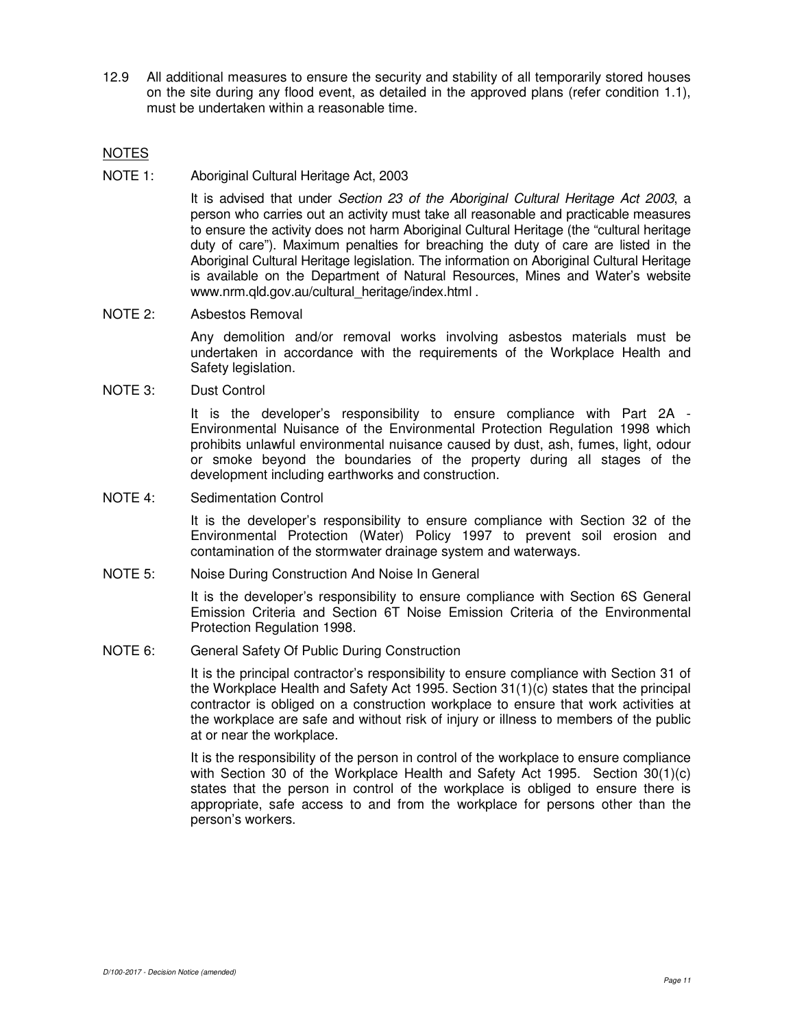12.9 All additional measures to ensure the security and stability of all temporarily stored houses on the site during any flood event, as detailed in the approved plans (refer condition 1.1), must be undertaken within a reasonable time.

## NOTES

NOTE 1: Aboriginal Cultural Heritage Act, 2003

It is advised that under *Section 23 of the Aboriginal Cultural Heritage Act 2003*, a person who carries out an activity must take all reasonable and practicable measures to ensure the activity does not harm Aboriginal Cultural Heritage (the "cultural heritage duty of care"). Maximum penalties for breaching the duty of care are listed in the Aboriginal Cultural Heritage legislation. The information on Aboriginal Cultural Heritage is available on the Department of Natural Resources, Mines and Water's website www.nrm.qld.gov.au/cultural_heritage/index.html .

NOTE 2: Asbestos Removal

Any demolition and/or removal works involving asbestos materials must be undertaken in accordance with the requirements of the Workplace Health and Safety legislation.

NOTE 3: Dust Control

It is the developer's responsibility to ensure compliance with Part 2A - Environmental Nuisance of the Environmental Protection Regulation 1998 which prohibits unlawful environmental nuisance caused by dust, ash, fumes, light, odour or smoke beyond the boundaries of the property during all stages of the development including earthworks and construction.

NOTE 4: Sedimentation Control

It is the developer's responsibility to ensure compliance with Section 32 of the Environmental Protection (Water) Policy 1997 to prevent soil erosion and contamination of the stormwater drainage system and waterways.

NOTE 5: Noise During Construction And Noise In General

It is the developer's responsibility to ensure compliance with Section 6S General Emission Criteria and Section 6T Noise Emission Criteria of the Environmental Protection Regulation 1998.

NOTE 6: General Safety Of Public During Construction

It is the principal contractor's responsibility to ensure compliance with Section 31 of the Workplace Health and Safety Act 1995. Section 31(1)(c) states that the principal contractor is obliged on a construction workplace to ensure that work activities at the workplace are safe and without risk of injury or illness to members of the public at or near the workplace.

It is the responsibility of the person in control of the workplace to ensure compliance with Section 30 of the Workplace Health and Safety Act 1995. Section 30(1)(c) states that the person in control of the workplace is obliged to ensure there is appropriate, safe access to and from the workplace for persons other than the person's workers.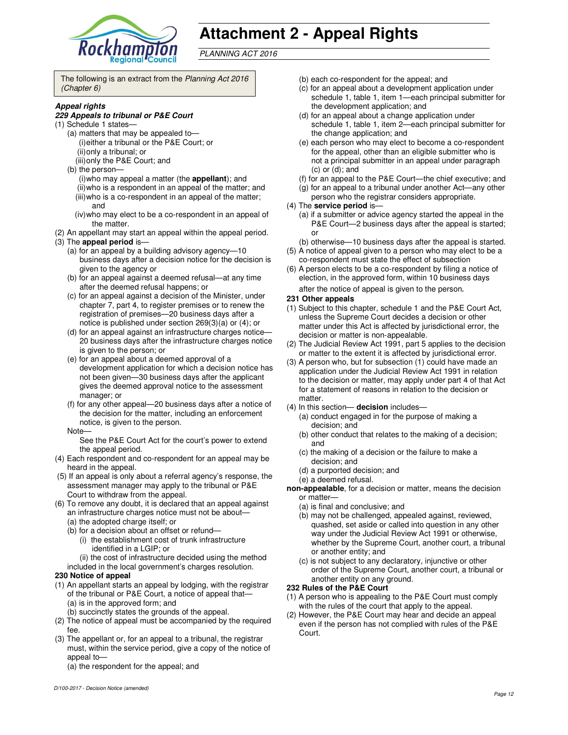# Attachment 2 - Appeal Rights

*PLANNING ACT 2016*

The following is an extract from the *Planning Act 2016 (Chapter 6)*

***Appeal rights***

***229 Appeals to tribunal or P&E Court***

(1) Schedule 1 states—
  (a) matters that may be appealed to—
    (i) either a tribunal or the P&E Court; or
    (ii) only a tribunal; or
    (iii) only the P&E Court; and
  (b) the person—
    (i) who may appeal a matter (the **appellant**); and
    (ii) who is a respondent in an appeal of the matter; and
    (iii) who is a co-respondent in an appeal of the matter; and
    (iv) who may elect to be a co-respondent in an appeal of the matter.

(2) An appellant may start an appeal within the appeal period.

(3) The **appeal period** is—
  (a) for an appeal by a building advisory agency—10 business days after a decision notice for the decision is given to the agency or
  (b) for an appeal against a deemed refusal—at any time after the deemed refusal happens; or
  (c) for an appeal against a decision of the Minister, under chapter 7, part 4, to register premises or to renew the registration of premises—20 business days after a notice is published under section 269(3)(a) or (4); or
  (d) for an appeal against an infrastructure charges notice—20 business days after the infrastructure charges notice is given to the person; or
  (e) for an appeal about a deemed approval of a development application for which a decision notice has not been given—30 business days after the applicant gives the deemed approval notice to the assessment manager; or
  (f) for any other appeal—20 business days after a notice of the decision for the matter, including an enforcement notice, is given to the person.

  Note—
  See the P&E Court Act for the court's power to extend the appeal period.

(4) Each respondent and co-respondent for an appeal may be heard in the appeal.

(5) If an appeal is only about a referral agency's response, the assessment manager may apply to the tribunal or P&E Court to withdraw from the appeal.

(6) To remove any doubt, it is declared that an appeal against an infrastructure charges notice must not be about—
  (a) the adopted charge itself; or
  (b) for a decision about an offset or refund—
    (i) the establishment cost of trunk infrastructure identified in a LGIP; or
    (ii) the cost of infrastructure decided using the method included in the local government's charges resolution.

**230 Notice of appeal**

(1) An appellant starts an appeal by lodging, with the registrar of the tribunal or P&E Court, a notice of appeal that—
  (a) is in the approved form; and
  (b) succinctly states the grounds of the appeal.

(2) The notice of appeal must be accompanied by the required fee.

(3) The appellant or, for an appeal to a tribunal, the registrar must, within the service period, give a copy of the notice of appeal to—
  (a) the respondent for the appeal; and
  (b) each co-respondent for the appeal; and
  (c) for an appeal about a development application under schedule 1, table 1, item 1—each principal submitter for the development application; and
  (d) for an appeal about a change application under schedule 1, table 1, item 2—each principal submitter for the change application; and
  (e) each person who may elect to become a co-respondent for the appeal, other than an eligible submitter who is not a principal submitter in an appeal under paragraph (c) or (d); and
  (f) for an appeal to the P&E Court—the chief executive; and
  (g) for an appeal to a tribunal under another Act—any other person who the registrar considers appropriate.

(4) The **service period** is—
  (a) if a submitter or advice agency started the appeal in the P&E Court—2 business days after the appeal is started; or
  (b) otherwise—10 business days after the appeal is started.

(5) A notice of appeal given to a person who may elect to be a co-respondent must state the effect of subsection

(6) A person elects to be a co-respondent by filing a notice of election, in the approved form, within 10 business days after the notice of appeal is given to the person.

**231 Other appeals**

(1) Subject to this chapter, schedule 1 and the P&E Court Act, unless the Supreme Court decides a decision or other matter under this Act is affected by jurisdictional error, the decision or matter is non-appealable.

(2) The Judicial Review Act 1991, part 5 applies to the decision or matter to the extent it is affected by jurisdictional error.

(3) A person who, but for subsection (1) could have made an application under the Judicial Review Act 1991 in relation to the decision or matter, may apply under part 4 of that Act for a statement of reasons in relation to the decision or matter.

(4) In this section— **decision** includes—
  (a) conduct engaged in for the purpose of making a decision; and
  (b) other conduct that relates to the making of a decision; and
  (c) the making of a decision or the failure to make a decision; and
  (d) a purported decision; and
  (e) a deemed refusal.

**non-appealable**, for a decision or matter, means the decision or matter—
  (a) is final and conclusive; and
  (b) may not be challenged, appealed against, reviewed, quashed, set aside or called into question in any other way under the Judicial Review Act 1991 or otherwise, whether by the Supreme Court, another court, a tribunal or another entity; and
  (c) is not subject to any declaratory, injunctive or other order of the Supreme Court, another court, a tribunal or another entity on any ground.

**232 Rules of the P&E Court**

(1) A person who is appealing to the P&E Court must comply with the rules of the court that apply to the appeal.

(2) However, the P&E Court may hear and decide an appeal even if the person has not complied with rules of the P&E Court.

*D/100-2017 - Decision Notice (amended)*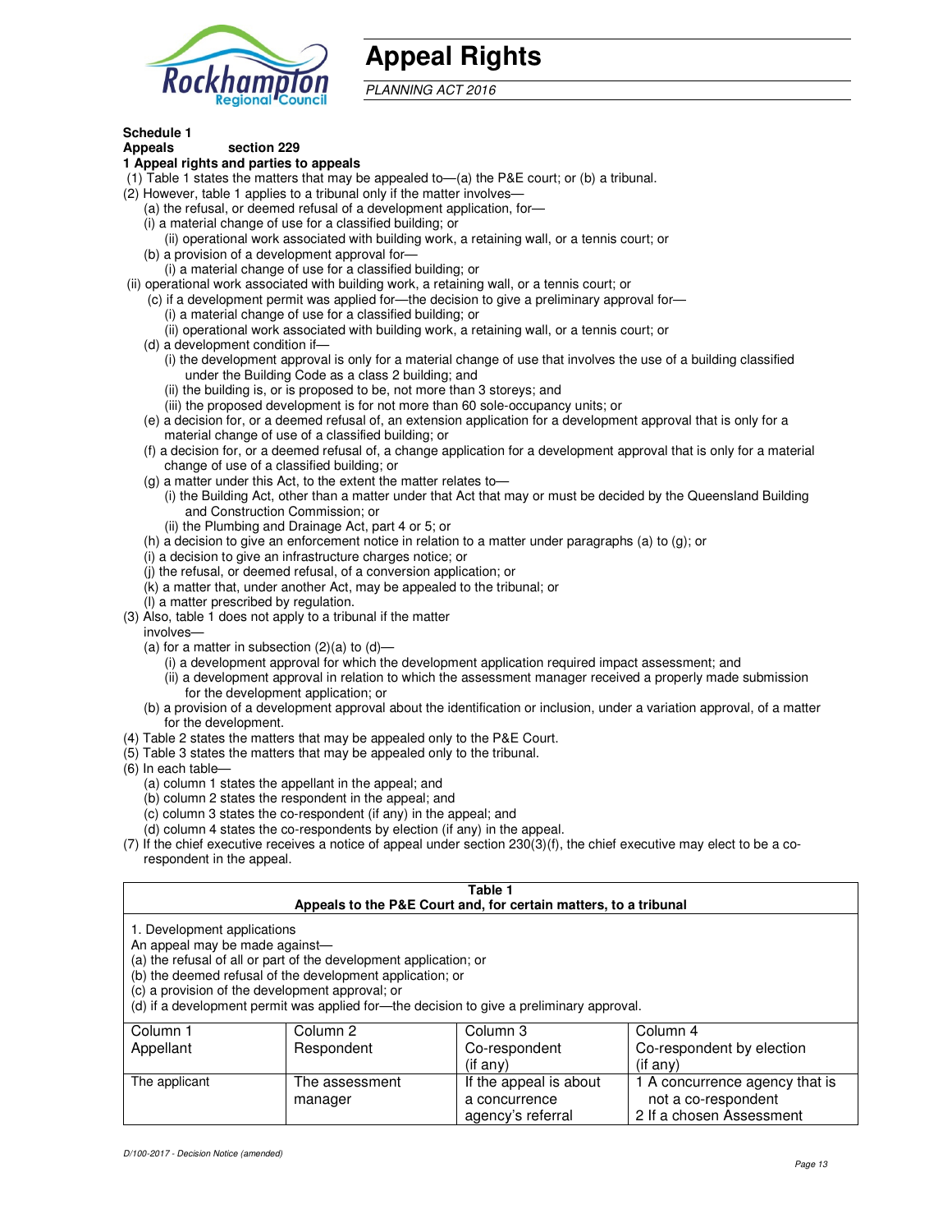# Appeal Rights

*PLANNING ACT 2016*

**Schedule 1**
**Appeals section 229**

**1 Appeal rights and parties to appeals**

(1) Table 1 states the matters that may be appealed to—(a) the P&E court; or (b) a tribunal.

(2) However, table 1 applies to a tribunal only if the matter involves—

(a) the refusal, or deemed refusal of a development application, for—

(i) a material change of use for a classified building; or

(ii) operational work associated with building work, a retaining wall, or a tennis court; or

(b) a provision of a development approval for—

(i) a material change of use for a classified building; or

(ii) operational work associated with building work, a retaining wall, or a tennis court; or

(c) if a development permit was applied for—the decision to give a preliminary approval for—

(i) a material change of use for a classified building; or

(ii) operational work associated with building work, a retaining wall, or a tennis court; or

(d) a development condition if—

(i) the development approval is only for a material change of use that involves the use of a building classified under the Building Code as a class 2 building; and

(ii) the building is, or is proposed to be, not more than 3 storeys; and

(iii) the proposed development is for not more than 60 sole-occupancy units; or

(e) a decision for, or a deemed refusal of, an extension application for a development approval that is only for a material change of use of a classified building; or

(f) a decision for, or a deemed refusal of, a change application for a development approval that is only for a material change of use of a classified building; or

(g) a matter under this Act, to the extent the matter relates to—

(i) the Building Act, other than a matter under that Act that may or must be decided by the Queensland Building and Construction Commission; or

(ii) the Plumbing and Drainage Act, part 4 or 5; or

(h) a decision to give an enforcement notice in relation to a matter under paragraphs (a) to (g); or

(i) a decision to give an infrastructure charges notice; or

(j) the refusal, or deemed refusal, of a conversion application; or

(k) a matter that, under another Act, may be appealed to the tribunal; or

(l) a matter prescribed by regulation.

(3) Also, table 1 does not apply to a tribunal if the matter involves—

(a) for a matter in subsection (2)(a) to (d)—

(i) a development approval for which the development application required impact assessment; and

(ii) a development approval in relation to which the assessment manager received a properly made submission for the development application; or

(b) a provision of a development approval about the identification or inclusion, under a variation approval, of a matter for the development.

(4) Table 2 states the matters that may be appealed only to the P&E Court.

(5) Table 3 states the matters that may be appealed only to the tribunal.

(6) In each table—

(a) column 1 states the appellant in the appeal; and

(b) column 2 states the respondent in the appeal; and

(c) column 3 states the co-respondent (if any) in the appeal; and

(d) column 4 states the co-respondents by election (if any) in the appeal.

(7) If the chief executive receives a notice of appeal under section 230(3)(f), the chief executive may elect to be a co-respondent in the appeal.

**Table 1**
**Appeals to the P&E Court and, for certain matters, to a tribunal**

1. Development applications

An appeal may be made against—

(a) the refusal of all or part of the development application; or

(b) the deemed refusal of the development application; or

(c) a provision of the development approval; or

(d) if a development permit was applied for—the decision to give a preliminary approval.

| Column 1<br>Appellant | Column 2<br>Respondent | Column 3<br>Co-respondent<br>(if any) | Column 4<br>Co-respondent by election<br>(if any) |
|---|---|---|---|
| The applicant | The assessment manager | If the appeal is about a concurrence agency's referral | 1 A concurrence agency that is not a co-respondent<br>2 If a chosen Assessment |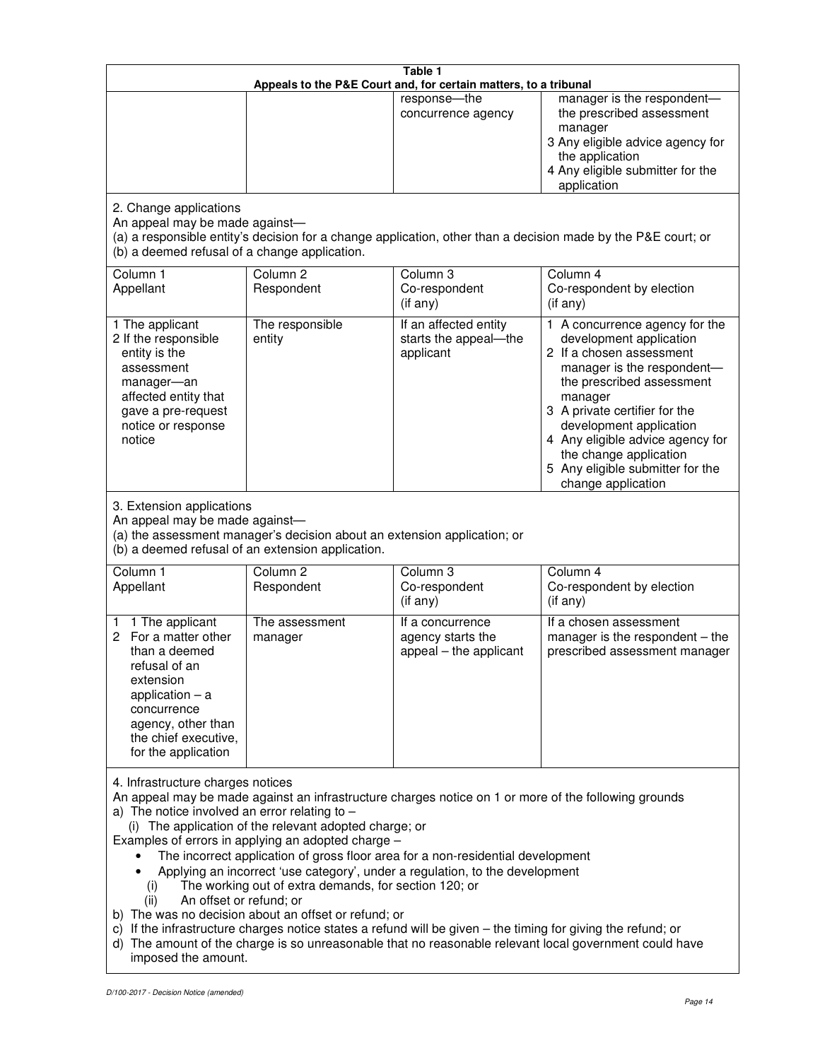**Table 1**
**Appeals to the P&E Court and, for certain matters, to a tribunal**

| | | | |
|---|---|---|---|
| | | response—the concurrence agency | manager is the respondent—the prescribed assessment manager<br>3 Any eligible advice agency for the application<br>4 Any eligible submitter for the application |

2. Change applications

An appeal may be made against—

(a) a responsible entity's decision for a change application, other than a decision made by the P&E court; or

(b) a deemed refusal of a change application.

| Column 1<br>Appellant | Column 2<br>Respondent | Column 3<br>Co-respondent<br>(if any) | Column 4<br>Co-respondent by election<br>(if any) |
|---|---|---|---|
| 1 The applicant<br>2 If the responsible entity is the assessment manager—an affected entity that gave a pre-request notice or response notice | The responsible entity | If an affected entity starts the appeal—the applicant | 1 A concurrence agency for the development application<br>2 If a chosen assessment manager is the respondent—the prescribed assessment manager<br>3 A private certifier for the development application<br>4 Any eligible advice agency for the change application<br>5 Any eligible submitter for the change application |

3. Extension applications

An appeal may be made against—

(a) the assessment manager's decision about an extension application; or

(b) a deemed refusal of an extension application.

| Column 1<br>Appellant | Column 2<br>Respondent | Column 3<br>Co-respondent<br>(if any) | Column 4<br>Co-respondent by election<br>(if any) |
|---|---|---|---|
| 1 1 The applicant<br>2 For a matter other than a deemed refusal of an extension application – a concurrence agency, other than the chief executive, for the application | The assessment manager | If a concurrence agency starts the appeal – the applicant | If a chosen assessment manager is the respondent – the prescribed assessment manager |

4. Infrastructure charges notices

An appeal may be made against an infrastructure charges notice on 1 or more of the following grounds

a) The notice involved an error relating to –

 (i) The application of the relevant adopted charge; or

Examples of errors in applying an adopted charge –

- The incorrect application of gross floor area for a non-residential development
- Applying an incorrect 'use category', under a regulation, to the development

 (i) The working out of extra demands, for section 120; or

 (ii) An offset or refund; or

b) The was no decision about an offset or refund; or

c) If the infrastructure charges notice states a refund will be given – the timing for giving the refund; or

d) The amount of the charge is so unreasonable that no reasonable relevant local government could have imposed the amount.

*D/100-2017 - Decision Notice (amended)*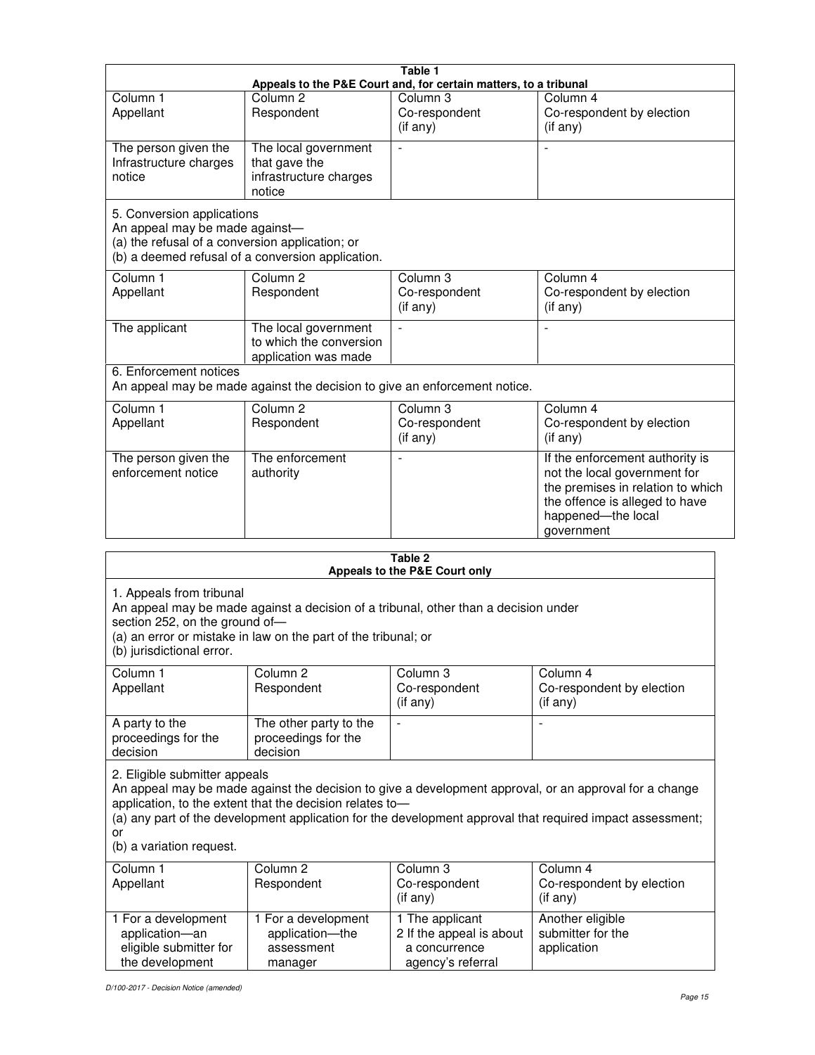**Table 1**
**Appeals to the P&E Court and, for certain matters, to a tribunal**

| Column 1<br>Appellant | Column 2<br>Respondent | Column 3<br>Co-respondent<br>(if any) | Column 4<br>Co-respondent by election<br>(if any) |
|---|---|---|---|
| The person given the Infrastructure charges notice | The local government that gave the infrastructure charges notice | - | - |

5. Conversion applications
An appeal may be made against—
(a) the refusal of a conversion application; or
(b) a deemed refusal of a conversion application.

| Column 1<br>Appellant | Column 2<br>Respondent | Column 3<br>Co-respondent<br>(if any) | Column 4<br>Co-respondent by election<br>(if any) |
|---|---|---|---|
| The applicant | The local government to which the conversion application was made | - | - |

6. Enforcement notices
An appeal may be made against the decision to give an enforcement notice.

| Column 1<br>Appellant | Column 2<br>Respondent | Column 3<br>Co-respondent<br>(if any) | Column 4<br>Co-respondent by election<br>(if any) |
|---|---|---|---|
| The person given the enforcement notice | The enforcement authority | - | If the enforcement authority is not the local government for the premises in relation to which the offence is alleged to have happened—the local government |

**Table 2**
**Appeals to the P&E Court only**

1. Appeals from tribunal
An appeal may be made against a decision of a tribunal, other than a decision under section 252, on the ground of—
(a) an error or mistake in law on the part of the tribunal; or
(b) jurisdictional error.

| Column 1<br>Appellant | Column 2<br>Respondent | Column 3<br>Co-respondent<br>(if any) | Column 4<br>Co-respondent by election<br>(if any) |
|---|---|---|---|
| A party to the proceedings for the decision | The other party to the proceedings for the decision | - | - |

2. Eligible submitter appeals
An appeal may be made against the decision to give a development approval, or an approval for a change application, to the extent that the decision relates to—
(a) any part of the development application for the development approval that required impact assessment; or
(b) a variation request.

| Column 1<br>Appellant | Column 2<br>Respondent | Column 3<br>Co-respondent<br>(if any) | Column 4<br>Co-respondent by election<br>(if any) |
|---|---|---|---|
| 1 For a development application—an eligible submitter for the development | 1 For a development application—the assessment manager | 1 The applicant<br>2 If the appeal is about a concurrence agency's referral | Another eligible submitter for the application |

*D/100-2017 - Decision Notice (amended)*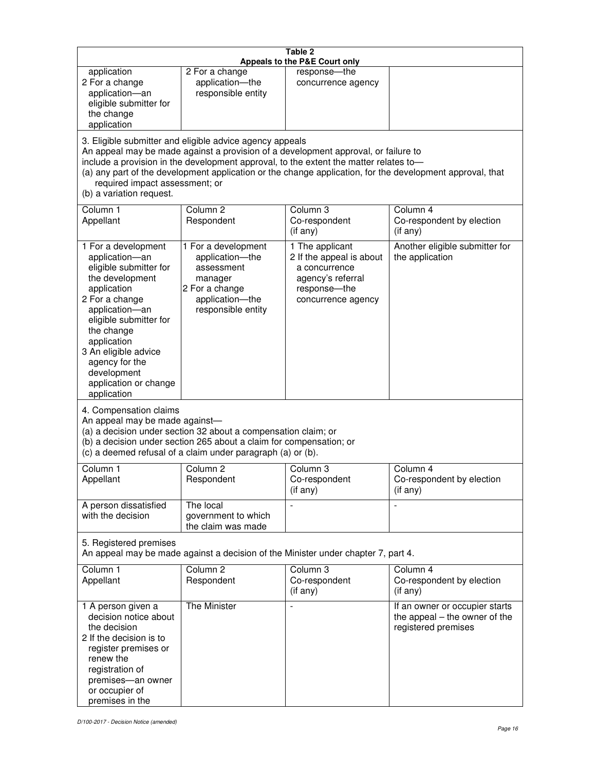**Table 2**
**Appeals to the P&E Court only**

| | | | |
|---|---|---|---|
| application<br>2 For a change application—an eligible submitter for the change application | 2 For a change application—the responsible entity | response—the concurrence agency | |

3. Eligible submitter and eligible advice agency appeals

An appeal may be made against a provision of a development approval, or failure to include a provision in the development approval, to the extent the matter relates to—

(a) any part of the development application or the change application, for the development approval, that required impact assessment; or

(b) a variation request.

| Column 1<br>Appellant | Column 2<br>Respondent | Column 3<br>Co-respondent<br>(if any) | Column 4<br>Co-respondent by election<br>(if any) |
|---|---|---|---|
| 1 For a development application—an eligible submitter for the development application<br>2 For a change application—an eligible submitter for the change application<br>3 An eligible advice agency for the development application or change application | 1 For a development application—the assessment manager<br>2 For a change application—the responsible entity | 1 The applicant<br>2 If the appeal is about a concurrence agency's referral response—the concurrence agency | Another eligible submitter for the application |

4. Compensation claims

An appeal may be made against—

(a) a decision under section 32 about a compensation claim; or

(b) a decision under section 265 about a claim for compensation; or

(c) a deemed refusal of a claim under paragraph (a) or (b).

| Column 1<br>Appellant | Column 2<br>Respondent | Column 3<br>Co-respondent<br>(if any) | Column 4<br>Co-respondent by election<br>(if any) |
|---|---|---|---|
| A person dissatisfied with the decision | The local government to which the claim was made | - | - |

5. Registered premises

An appeal may be made against a decision of the Minister under chapter 7, part 4.

| Column 1<br>Appellant | Column 2<br>Respondent | Column 3<br>Co-respondent<br>(if any) | Column 4<br>Co-respondent by election<br>(if any) |
|---|---|---|---|
| 1 A person given a decision notice about the decision<br>2 If the decision is to register premises or renew the registration of premises—an owner or occupier of premises in the | The Minister | - | If an owner or occupier starts the appeal – the owner of the registered premises |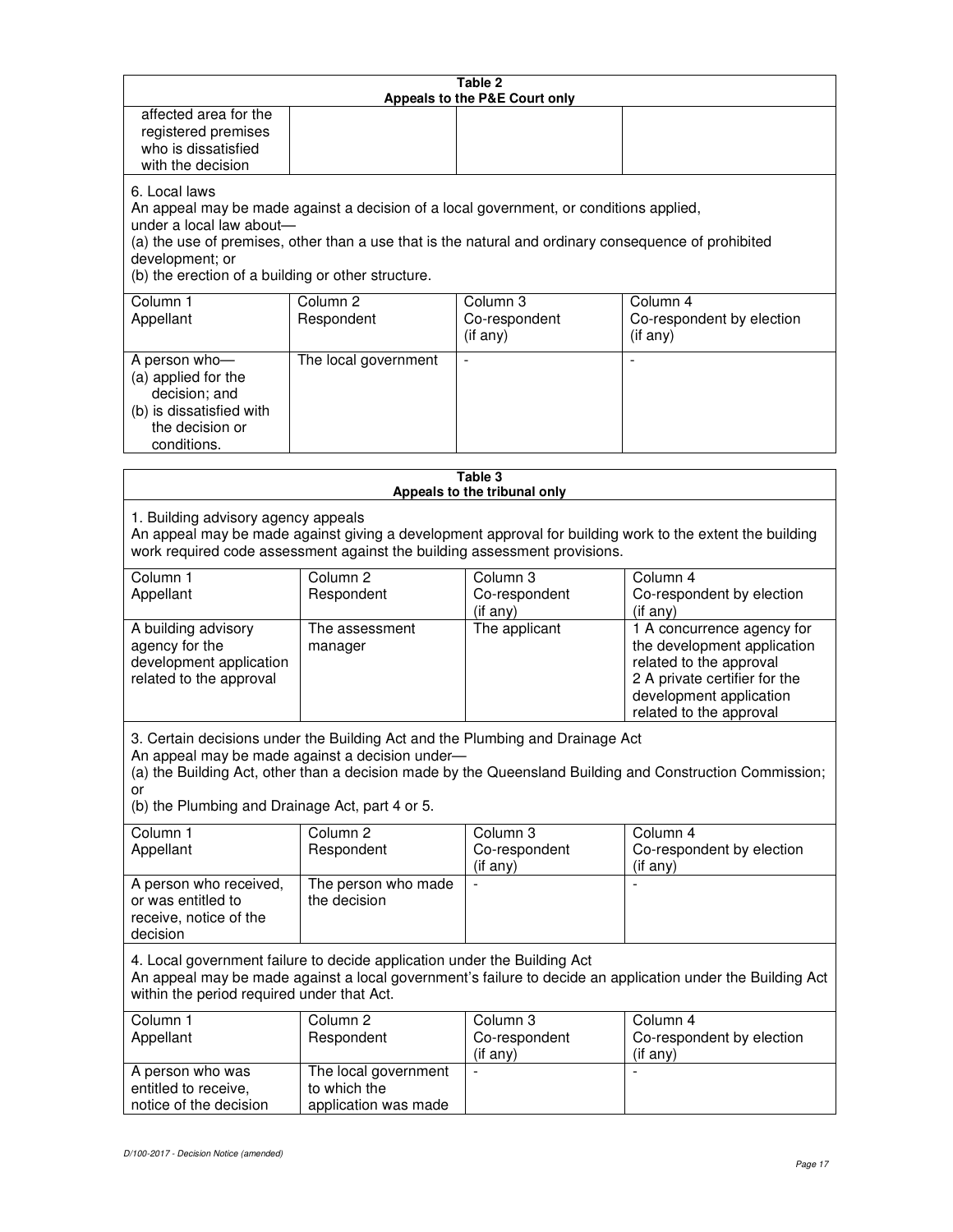**Table 2**
**Appeals to the P&E Court only**

| | | | |
|---|---|---|---|
| affected area for the registered premises who is dissatisfied with the decision | | | |

6. Local laws
An appeal may be made against a decision of a local government, or conditions applied, under a local law about—
(a) the use of premises, other than a use that is the natural and ordinary consequence of prohibited development; or
(b) the erection of a building or other structure.

| Column 1 Appellant | Column 2 Respondent | Column 3 Co-respondent (if any) | Column 4 Co-respondent by election (if any) |
|---|---|---|---|
| A person who— (a) applied for the decision; and (b) is dissatisfied with the decision or conditions. | The local government | - | - |

**Table 3**
**Appeals to the tribunal only**

1. Building advisory agency appeals
An appeal may be made against giving a development approval for building work to the extent the building work required code assessment against the building assessment provisions.

| Column 1 Appellant | Column 2 Respondent | Column 3 Co-respondent (if any) | Column 4 Co-respondent by election (if any) |
|---|---|---|---|
| A building advisory agency for the development application related to the approval | The assessment manager | The applicant | 1 A concurrence agency for the development application related to the approval 2 A private certifier for the development application related to the approval |

3. Certain decisions under the Building Act and the Plumbing and Drainage Act
An appeal may be made against a decision under—
(a) the Building Act, other than a decision made by the Queensland Building and Construction Commission; or
(b) the Plumbing and Drainage Act, part 4 or 5.

| Column 1 Appellant | Column 2 Respondent | Column 3 Co-respondent (if any) | Column 4 Co-respondent by election (if any) |
|---|---|---|---|
| A person who received, or was entitled to receive, notice of the decision | The person who made the decision | - | - |

4. Local government failure to decide application under the Building Act
An appeal may be made against a local government's failure to decide an application under the Building Act within the period required under that Act.

| Column 1 Appellant | Column 2 Respondent | Column 3 Co-respondent (if any) | Column 4 Co-respondent by election (if any) |
|---|---|---|---|
| A person who was entitled to receive, notice of the decision | The local government to which the application was made | - | - |